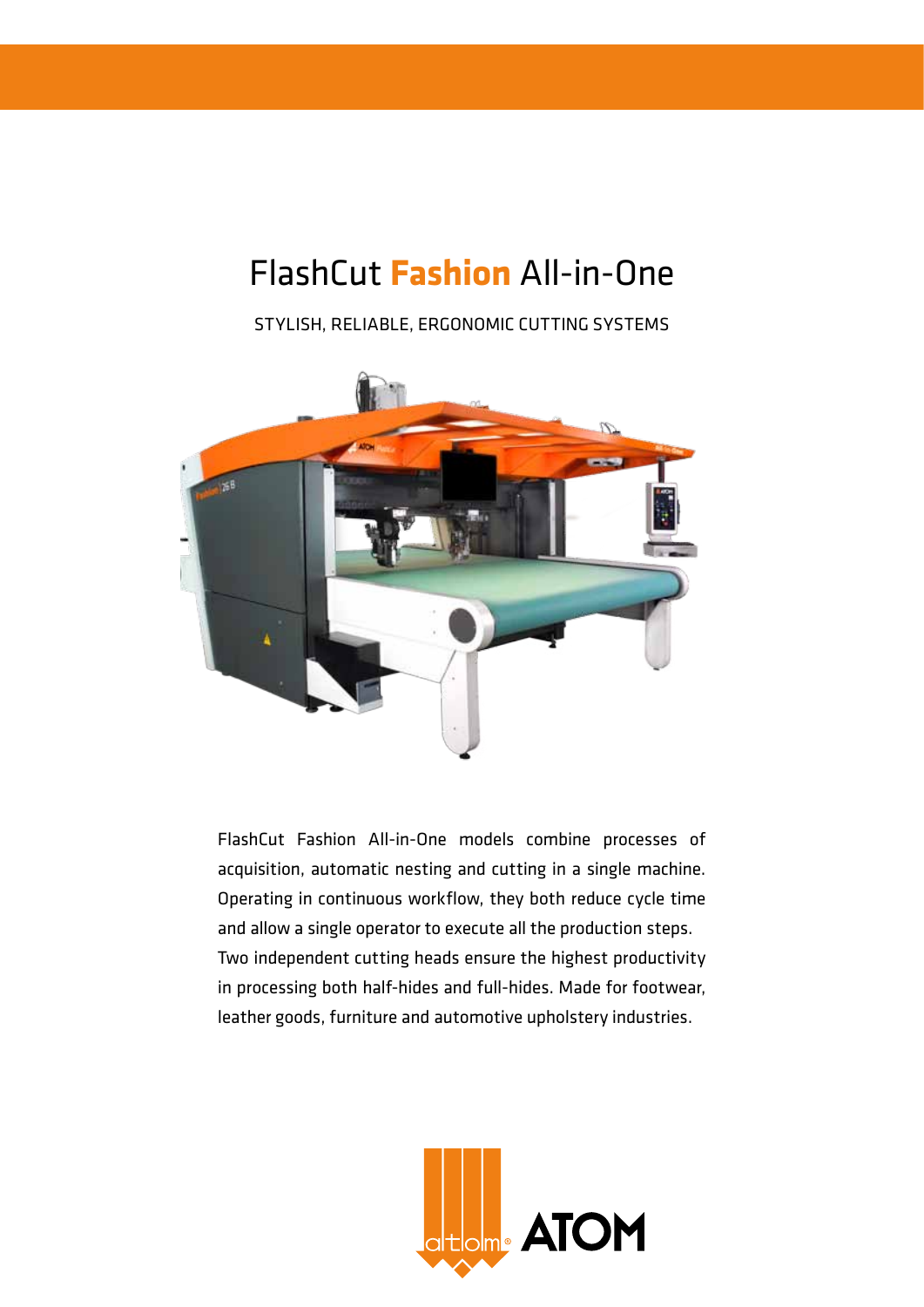# FlashCut **Fashion** All-in-One

STYLISH, RELIABLE, ERGONOMIC CUTTING SYSTEMS

FlashCut Fashion All-in-One models combine processes of acquisition, automatic nesting and cutting in a single machine. Operating in continuous workflow, they both reduce cycle time and allow a single operator to execute all the production steps. Two independent cutting heads ensure the highest productivity in processing both half-hides and full-hides. Made for footwear, leather goods, furniture and automotive upholstery industries.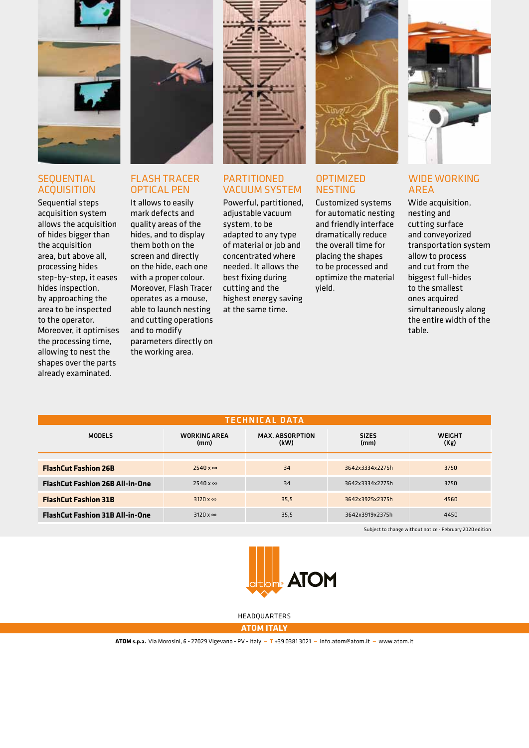## SEQUENTIAL ACQUISITION

Sequential steps acquisition system allows the acquisition of hides bigger than the acquisition area, but above all, processing hides step-by-step, it eases hides inspection, by approaching the area to be inspected to the operator. Moreover, it optimises the processing time, allowing to nest the shapes over the parts already examinated.

## FLASH TRACER OPTICAL PEN

It allows to easily mark defects and quality areas of the hides, and to display them both on the screen and directly on the hide, each one with a proper colour. Moreover, Flash Tracer operates as a mouse, able to launch nesting and cutting operations and to modify parameters directly on the working area.

## PARTITIONED VACUUM SYSTEM

Powerful, partitioned, adjustable vacuum system, to be adapted to any type of material or job and concentrated where needed. It allows the best fixing during cutting and the highest energy saving at the same time.

## OPTIMIZED NESTING

Customized systems for automatic nesting and friendly interface dramatically reduce the overall time for placing the shapes to be processed and optimize the material yield.

## WIDE WORKING AREA

Wide acquisition, nesting and cutting surface and conveyorized transportation system allow to process and cut from the biggest full-hides to the smallest ones acquired simultaneously along the entire width of the table.

## TECHNICAL DATA

| MODELS | WORKING AREA (mm) | MAX. ABSORPTION (kW) | SIZES (mm) | WEIGHT (Kg) |
|---|---|---|---|---|
| **FlashCut Fashion 26B** | 2540 x ∞ | 34 | 3642x3334x2275h | 3750 |
| **FlashCut Fashion 26B All-in-One** | 2540 x ∞ | 34 | 3642x3334x2275h | 3750 |
| **FlashCut Fashion 31B** | 3120 x ∞ | 35,5 | 3642x3925x2375h | 4560 |
| **FlashCut Fashion 31B All-in-One** | 3120 x ∞ | 35,5 | 3642x3919x2375h | 4450 |

Subject to change without notice - February 2020 edition

ATOM

HEADQUARTERS

**ATOM ITALY**

**ATOM s.p.a.** Via Morosini, 6 - 27029 Vigevano - PV - Italy – **T** +39 0381 3021 – info.atom@atom.it – www.atom.it